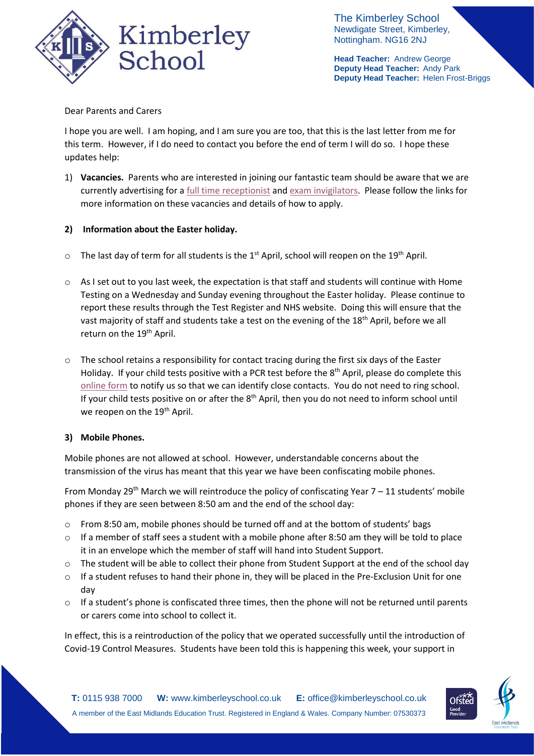The Kimberley School
Newdigate Street, Kimberley,
Nottingham. NG16 2NJ

**Head Teacher:** Andrew George
**Deputy Head Teacher:** Andy Park
**Deputy Head Teacher:** Helen Frost-Briggs

Dear Parents and Carers

I hope you are well. I am hoping, and I am sure you are too, that this is the last letter from me for this term. However, if I do need to contact you before the end of term I will do so. I hope these updates help:

1) **Vacancies.** Parents who are interested in joining our fantastic team should be aware that we are currently advertising for a full time receptionist and exam invigilators. Please follow the links for more information on these vacancies and details of how to apply.

**2) Information about the Easter holiday.**

- The last day of term for all students is the 1st April, school will reopen on the 19th April.
- As I set out to you last week, the expectation is that staff and students will continue with Home Testing on a Wednesday and Sunday evening throughout the Easter holiday. Please continue to report these results through the Test Register and NHS website. Doing this will ensure that the vast majority of staff and students take a test on the evening of the 18th April, before we all return on the 19th April.
- The school retains a responsibility for contact tracing during the first six days of the Easter Holiday. If your child tests positive with a PCR test before the 8th April, please do complete this online form to notify us so that we can identify close contacts. You do not need to ring school. If your child tests positive on or after the 8th April, then you do not need to inform school until we reopen on the 19th April.

**3) Mobile Phones.**

Mobile phones are not allowed at school. However, understandable concerns about the transmission of the virus has meant that this year we have been confiscating mobile phones.

From Monday 29th March we will reintroduce the policy of confiscating Year 7 – 11 students' mobile phones if they are seen between 8:50 am and the end of the school day:

- From 8:50 am, mobile phones should be turned off and at the bottom of students' bags
- If a member of staff sees a student with a mobile phone after 8:50 am they will be told to place it in an envelope which the member of staff will hand into Student Support.
- The student will be able to collect their phone from Student Support at the end of the school day
- If a student refuses to hand their phone in, they will be placed in the Pre-Exclusion Unit for one day
- If a student's phone is confiscated three times, then the phone will not be returned until parents or carers come into school to collect it.

In effect, this is a reintroduction of the policy that we operated successfully until the introduction of Covid-19 Control Measures. Students have been told this is happening this week, your support in

**T:** 0115 938 7000 **W:** www.kimberleyschool.co.uk **E:** office@kimberleyschool.co.uk
A member of the East Midlands Education Trust. Registered in England & Wales. Company Number: 07530373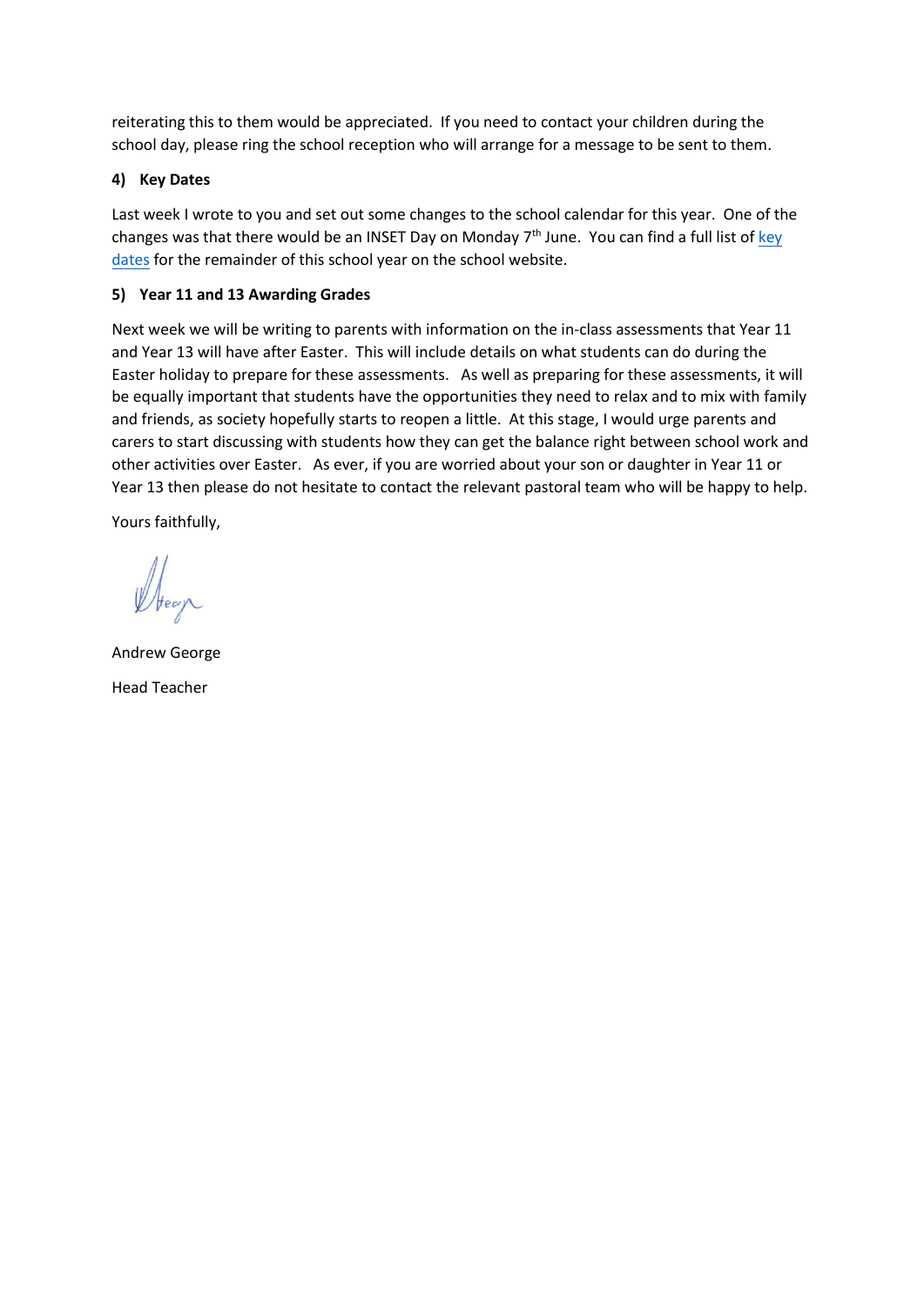reiterating this to them would be appreciated. If you need to contact your children during the school day, please ring the school reception who will arrange for a message to be sent to them.

**4) Key Dates**

Last week I wrote to you and set out some changes to the school calendar for this year. One of the changes was that there would be an INSET Day on Monday 7th June. You can find a full list of key dates for the remainder of this school year on the school website.

**5) Year 11 and 13 Awarding Grades**

Next week we will be writing to parents with information on the in-class assessments that Year 11 and Year 13 will have after Easter. This will include details on what students can do during the Easter holiday to prepare for these assessments. As well as preparing for these assessments, it will be equally important that students have the opportunities they need to relax and to mix with family and friends, as society hopefully starts to reopen a little. At this stage, I would urge parents and carers to start discussing with students how they can get the balance right between school work and other activities over Easter. As ever, if you are worried about your son or daughter in Year 11 or Year 13 then please do not hesitate to contact the relevant pastoral team who will be happy to help.

Yours faithfully,

Andrew George

Head Teacher